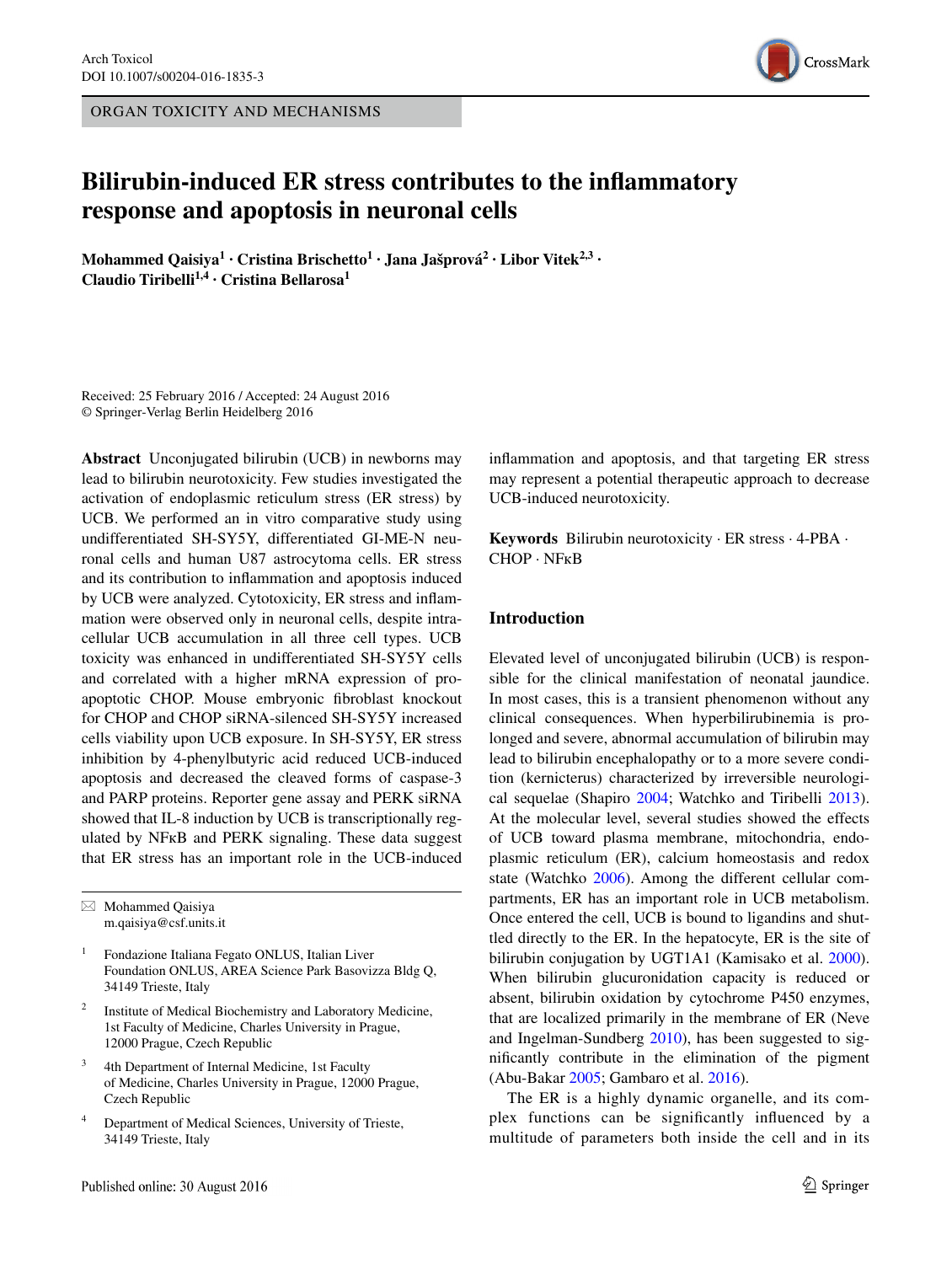ORGAN TOXICITY AND MECHANISMS

# Bilirubin-induced ER stress contributes to the inflammatory response and apoptosis in neuronal cells

**Mohammed Qaisiya[1] · Cristina Brischetto[1] · Jana Jašprová[2] · Libor Vitek[2,3] · Claudio Tiribelli[1,4] · Cristina Bellarosa[1]**

Received: 25 February 2016 / Accepted: 24 August 2016
© Springer-Verlag Berlin Heidelberg 2016

**Abstract** Unconjugated bilirubin (UCB) in newborns may lead to bilirubin neurotoxicity. Few studies investigated the activation of endoplasmic reticulum stress (ER stress) by UCB. We performed an in vitro comparative study using undifferentiated SH-SY5Y, differentiated GI-ME-N neuronal cells and human U87 astrocytoma cells. ER stress and its contribution to inflammation and apoptosis induced by UCB were analyzed. Cytotoxicity, ER stress and inflammation were observed only in neuronal cells, despite intracellular UCB accumulation in all three cell types. UCB toxicity was enhanced in undifferentiated SH-SY5Y cells and correlated with a higher mRNA expression of pro-apoptotic CHOP. Mouse embryonic fibroblast knockout for CHOP and CHOP siRNA-silenced SH-SY5Y increased cells viability upon UCB exposure. In SH-SY5Y, ER stress inhibition by 4-phenylbutyric acid reduced UCB-induced apoptosis and decreased the cleaved forms of caspase-3 and PARP proteins. Reporter gene assay and PERK siRNA showed that IL-8 induction by UCB is transcriptionally regulated by NFκB and PERK signaling. These data suggest that ER stress has an important role in the UCB-induced inflammation and apoptosis, and that targeting ER stress may represent a potential therapeutic approach to decrease UCB-induced neurotoxicity.

**Keywords** Bilirubin neurotoxicity · ER stress · 4-PBA · CHOP · NFκB

✉ Mohammed Qaisiya
m.qaisiya@csf.units.it

[1] Fondazione Italiana Fegato ONLUS, Italian Liver Foundation ONLUS, AREA Science Park Basovizza Bldg Q, 34149 Trieste, Italy

[2] Institute of Medical Biochemistry and Laboratory Medicine, 1st Faculty of Medicine, Charles University in Prague, 12000 Prague, Czech Republic

[3] 4th Department of Internal Medicine, 1st Faculty of Medicine, Charles University in Prague, 12000 Prague, Czech Republic

[4] Department of Medical Sciences, University of Trieste, 34149 Trieste, Italy

## Introduction

Elevated level of unconjugated bilirubin (UCB) is responsible for the clinical manifestation of neonatal jaundice. In most cases, this is a transient phenomenon without any clinical consequences. When hyperbilirubinemia is prolonged and severe, abnormal accumulation of bilirubin may lead to bilirubin encephalopathy or to a more severe condition (kernicterus) characterized by irreversible neurological sequelae (Shapiro 2004; Watchko and Tiribelli 2013). At the molecular level, several studies showed the effects of UCB toward plasma membrane, mitochondria, endoplasmic reticulum (ER), calcium homeostasis and redox state (Watchko 2006). Among the different cellular compartments, ER has an important role in UCB metabolism. Once entered the cell, UCB is bound to ligandins and shuttled directly to the ER. In the hepatocyte, ER is the site of bilirubin conjugation by UGT1A1 (Kamisako et al. 2000). When bilirubin glucuronidation capacity is reduced or absent, bilirubin oxidation by cytochrome P450 enzymes, that are localized primarily in the membrane of ER (Neve and Ingelman-Sundberg 2010), has been suggested to significantly contribute in the elimination of the pigment (Abu-Bakar 2005; Gambaro et al. 2016).

The ER is a highly dynamic organelle, and its complex functions can be significantly influenced by a multitude of parameters both inside the cell and in its

Published online: 30 August 2016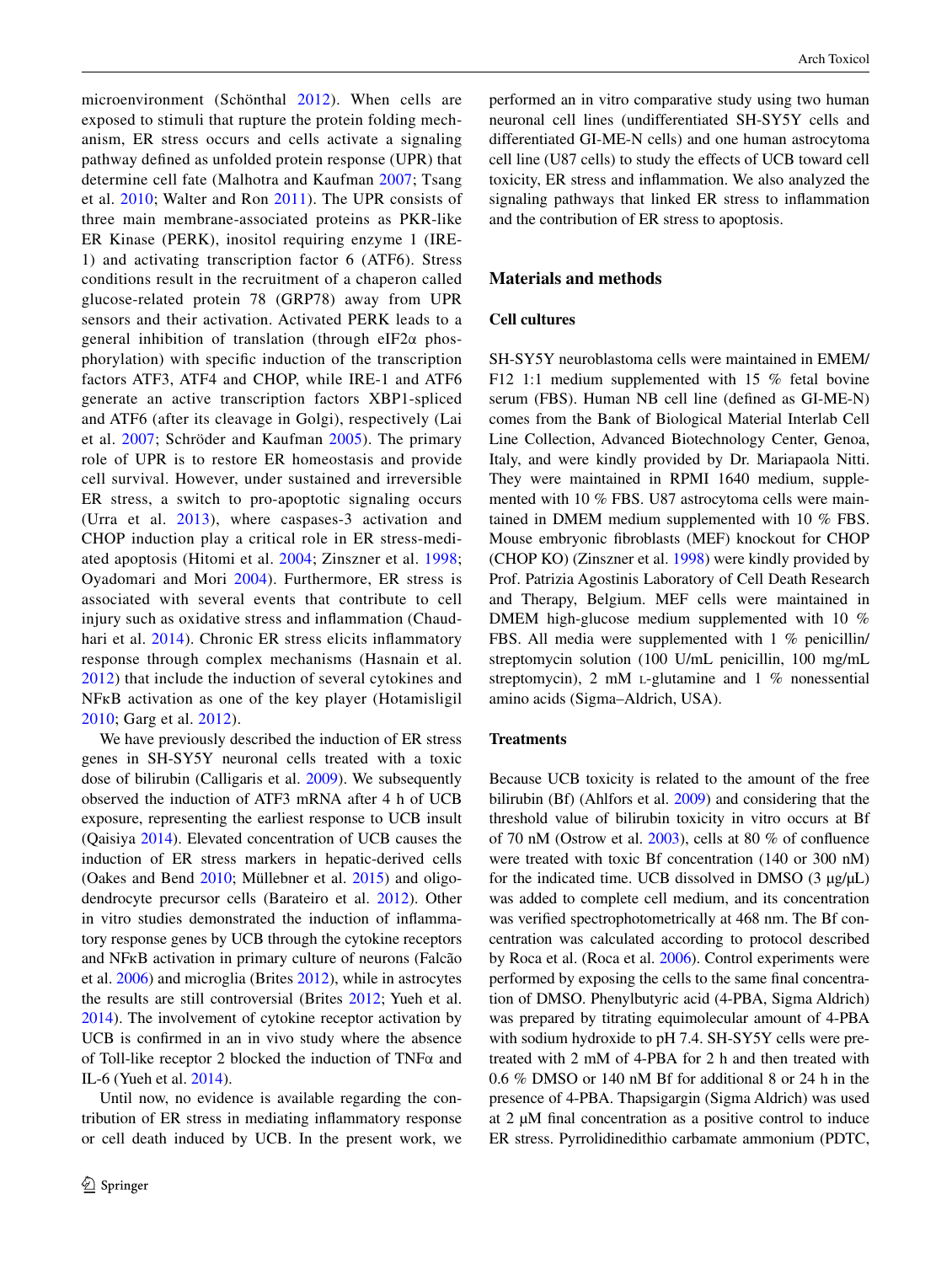microenvironment (Schönthal 2012). When cells are exposed to stimuli that rupture the protein folding mechanism, ER stress occurs and cells activate a signaling pathway defined as unfolded protein response (UPR) that determine cell fate (Malhotra and Kaufman 2007; Tsang et al. 2010; Walter and Ron 2011). The UPR consists of three main membrane-associated proteins as PKR-like ER Kinase (PERK), inositol requiring enzyme 1 (IRE-1) and activating transcription factor 6 (ATF6). Stress conditions result in the recruitment of a chaperon called glucose-related protein 78 (GRP78) away from UPR sensors and their activation. Activated PERK leads to a general inhibition of translation (through eIF2α phosphorylation) with specific induction of the transcription factors ATF3, ATF4 and CHOP, while IRE-1 and ATF6 generate an active transcription factors XBP1-spliced and ATF6 (after its cleavage in Golgi), respectively (Lai et al. 2007; Schröder and Kaufman 2005). The primary role of UPR is to restore ER homeostasis and provide cell survival. However, under sustained and irreversible ER stress, a switch to pro-apoptotic signaling occurs (Urra et al. 2013), where caspases-3 activation and CHOP induction play a critical role in ER stress-mediated apoptosis (Hitomi et al. 2004; Zinszner et al. 1998; Oyadomari and Mori 2004). Furthermore, ER stress is associated with several events that contribute to cell injury such as oxidative stress and inflammation (Chaudhari et al. 2014). Chronic ER stress elicits inflammatory response through complex mechanisms (Hasnain et al. 2012) that include the induction of several cytokines and NFκB activation as one of the key player (Hotamisligil 2010; Garg et al. 2012).

We have previously described the induction of ER stress genes in SH-SY5Y neuronal cells treated with a toxic dose of bilirubin (Calligaris et al. 2009). We subsequently observed the induction of ATF3 mRNA after 4 h of UCB exposure, representing the earliest response to UCB insult (Qaisiya 2014). Elevated concentration of UCB causes the induction of ER stress markers in hepatic-derived cells (Oakes and Bend 2010; Müllebner et al. 2015) and oligodendrocyte precursor cells (Barateiro et al. 2012). Other in vitro studies demonstrated the induction of inflammatory response genes by UCB through the cytokine receptors and NFκB activation in primary culture of neurons (Falcão et al. 2006) and microglia (Brites 2012), while in astrocytes the results are still controversial (Brites 2012; Yueh et al. 2014). The involvement of cytokine receptor activation by UCB is confirmed in an in vivo study where the absence of Toll-like receptor 2 blocked the induction of TNFα and IL-6 (Yueh et al. 2014).

Until now, no evidence is available regarding the contribution of ER stress in mediating inflammatory response or cell death induced by UCB. In the present work, we performed an in vitro comparative study using two human neuronal cell lines (undifferentiated SH-SY5Y cells and differentiated GI-ME-N cells) and one human astrocytoma cell line (U87 cells) to study the effects of UCB toward cell toxicity, ER stress and inflammation. We also analyzed the signaling pathways that linked ER stress to inflammation and the contribution of ER stress to apoptosis.

## Materials and methods

### Cell cultures

SH-SY5Y neuroblastoma cells were maintained in EMEM/F12 1:1 medium supplemented with 15 % fetal bovine serum (FBS). Human NB cell line (defined as GI-ME-N) comes from the Bank of Biological Material Interlab Cell Line Collection, Advanced Biotechnology Center, Genoa, Italy, and were kindly provided by Dr. Mariapaola Nitti. They were maintained in RPMI 1640 medium, supplemented with 10 % FBS. U87 astrocytoma cells were maintained in DMEM medium supplemented with 10 % FBS. Mouse embryonic fibroblasts (MEF) knockout for CHOP (CHOP KO) (Zinszner et al. 1998) were kindly provided by Prof. Patrizia Agostinis Laboratory of Cell Death Research and Therapy, Belgium. MEF cells were maintained in DMEM high-glucose medium supplemented with 10 % FBS. All media were supplemented with 1 % penicillin/streptomycin solution (100 U/mL penicillin, 100 mg/mL streptomycin), 2 mM L-glutamine and 1 % nonessential amino acids (Sigma–Aldrich, USA).

### Treatments

Because UCB toxicity is related to the amount of the free bilirubin (Bf) (Ahlfors et al. 2009) and considering that the threshold value of bilirubin toxicity in vitro occurs at Bf of 70 nM (Ostrow et al. 2003), cells at 80 % of confluence were treated with toxic Bf concentration (140 or 300 nM) for the indicated time. UCB dissolved in DMSO (3 μg/μL) was added to complete cell medium, and its concentration was verified spectrophotometrically at 468 nm. The Bf concentration was calculated according to protocol described by Roca et al. (Roca et al. 2006). Control experiments were performed by exposing the cells to the same final concentration of DMSO. Phenylbutyric acid (4-PBA, Sigma Aldrich) was prepared by titrating equimolecular amount of 4-PBA with sodium hydroxide to pH 7.4. SH-SY5Y cells were pretreated with 2 mM of 4-PBA for 2 h and then treated with 0.6 % DMSO or 140 nM Bf for additional 8 or 24 h in the presence of 4-PBA. Thapsigargin (Sigma Aldrich) was used at 2 μM final concentration as a positive control to induce ER stress. Pyrrolidinedithio carbamate ammonium (PDTC,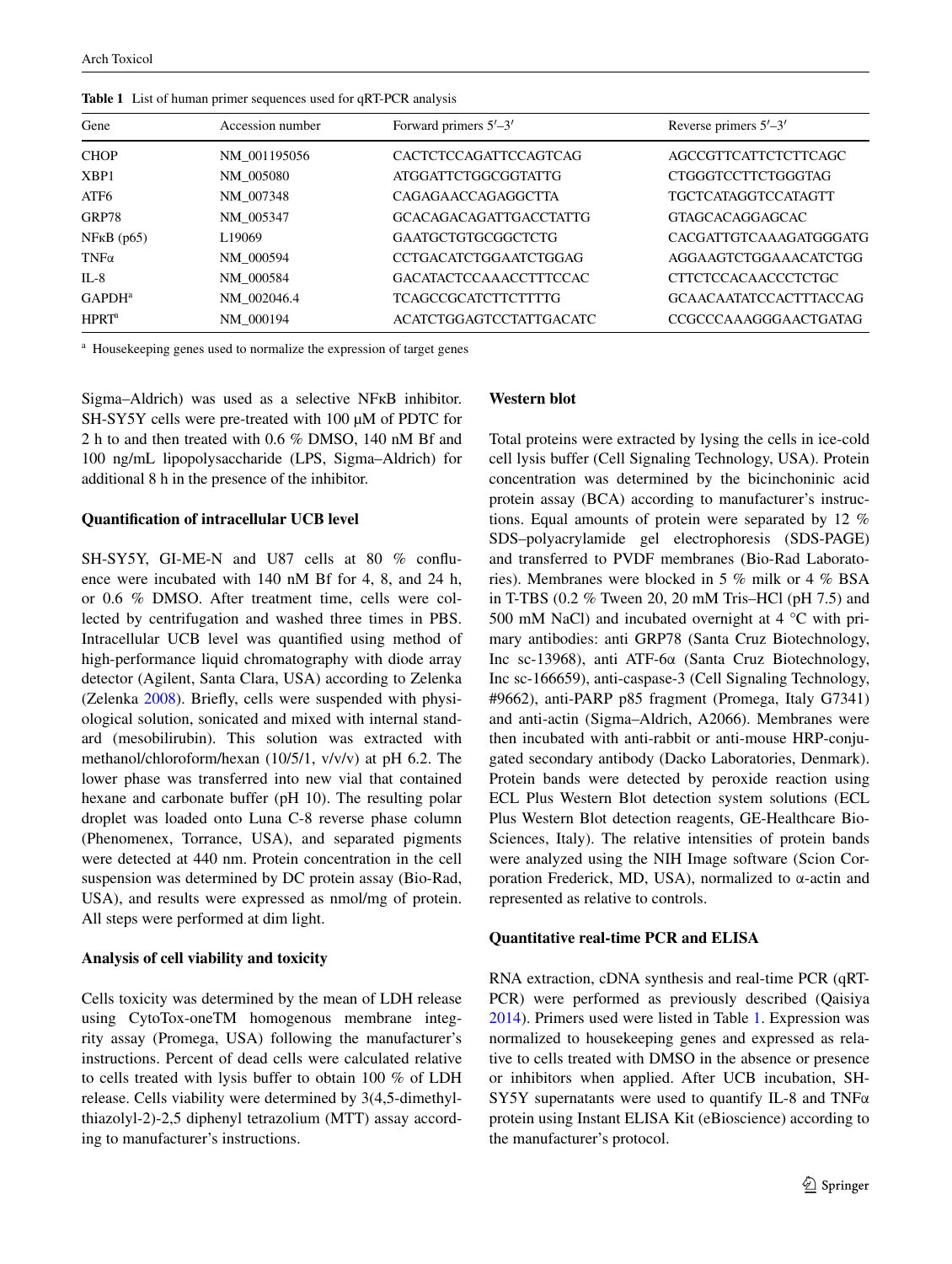**Table 1** List of human primer sequences used for qRT-PCR analysis

| Gene | Accession number | Forward primers 5′–3′ | Reverse primers 5′–3′ |
|---|---|---|---|
| CHOP | NM_001195056 | CACTCTCCAGATTCCAGTCAG | AGCCGTTCATTCTCTTCAGC |
| XBP1 | NM_005080 | ATGGATTCTGGCGGTATTG | CTGGGTCCTTCTGGGTAG |
| ATF6 | NM_007348 | CAGAGAACCAGAGGCTTA | TGCTCATAGGTCCATAGTT |
| GRP78 | NM_005347 | GCACAGACAGATTGACCTATTG | GTAGCACAGGAGCAC |
| NFκB (p65) | L19069 | GAATGCTGTGCGGCTCTG | CACGATTGTCAAAGATGGGATG |
| TNFα | NM_000594 | CCTGACATCTGGAATCTGGAG | AGGAAGTCTGGAAACATCTGG |
| IL-8 | NM_000584 | GACATACTCCAAACCTTTCCAC | CTTCTCCACAACCCTCTGC |
| GAPDH[a] | NM_002046.4 | TCAGCCGCATCTTCTTTTG | GCAACAATATCCACTTTACCAG |
| HPRT[a] | NM_000194 | ACATCTGGAGTCCTATTGACATC | CCGCCCAAAGGGAACTGATAG |

[a] Housekeeping genes used to normalize the expression of target genes

Sigma–Aldrich) was used as a selective NFκB inhibitor. SH-SY5Y cells were pre-treated with 100 μM of PDTC for 2 h to and then treated with 0.6 % DMSO, 140 nM Bf and 100 ng/mL lipopolysaccharide (LPS, Sigma–Aldrich) for additional 8 h in the presence of the inhibitor.

#### Quantification of intracellular UCB level

SH-SY5Y, GI-ME-N and U87 cells at 80 % confluence were incubated with 140 nM Bf for 4, 8, and 24 h, or 0.6 % DMSO. After treatment time, cells were collected by centrifugation and washed three times in PBS. Intracellular UCB level was quantified using method of high-performance liquid chromatography with diode array detector (Agilent, Santa Clara, USA) according to Zelenka (Zelenka 2008). Briefly, cells were suspended with physiological solution, sonicated and mixed with internal standard (mesobilirubin). This solution was extracted with methanol/chloroform/hexan (10/5/1, v/v/v) at pH 6.2. The lower phase was transferred into new vial that contained hexane and carbonate buffer (pH 10). The resulting polar droplet was loaded onto Luna C-8 reverse phase column (Phenomenex, Torrance, USA), and separated pigments were detected at 440 nm. Protein concentration in the cell suspension was determined by DC protein assay (Bio-Rad, USA), and results were expressed as nmol/mg of protein. All steps were performed at dim light.

#### Analysis of cell viability and toxicity

Cells toxicity was determined by the mean of LDH release using CytoTox-oneTM homogenous membrane integrity assay (Promega, USA) following the manufacturer's instructions. Percent of dead cells were calculated relative to cells treated with lysis buffer to obtain 100 % of LDH release. Cells viability were determined by 3(4,5-dimethylthiazolyl-2)-2,5 diphenyl tetrazolium (MTT) assay according to manufacturer's instructions.

#### Western blot

Total proteins were extracted by lysing the cells in ice-cold cell lysis buffer (Cell Signaling Technology, USA). Protein concentration was determined by the bicinchoninic acid protein assay (BCA) according to manufacturer's instructions. Equal amounts of protein were separated by 12 % SDS–polyacrylamide gel electrophoresis (SDS-PAGE) and transferred to PVDF membranes (Bio-Rad Laboratories). Membranes were blocked in 5 % milk or 4 % BSA in T-TBS (0.2 % Tween 20, 20 mM Tris–HCl (pH 7.5) and 500 mM NaCl) and incubated overnight at 4 °C with primary antibodies: anti GRP78 (Santa Cruz Biotechnology, Inc sc-13968), anti ATF-6α (Santa Cruz Biotechnology, Inc sc-166659), anti-caspase-3 (Cell Signaling Technology, #9662), anti-PARP p85 fragment (Promega, Italy G7341) and anti-actin (Sigma–Aldrich, A2066). Membranes were then incubated with anti-rabbit or anti-mouse HRP-conjugated secondary antibody (Dacko Laboratories, Denmark). Protein bands were detected by peroxide reaction using ECL Plus Western Blot detection system solutions (ECL Plus Western Blot detection reagents, GE-Healthcare Bio-Sciences, Italy). The relative intensities of protein bands were analyzed using the NIH Image software (Scion Corporation Frederick, MD, USA), normalized to α-actin and represented as relative to controls.

#### Quantitative real-time PCR and ELISA

RNA extraction, cDNA synthesis and real-time PCR (qRT-PCR) were performed as previously described (Qaisiya 2014). Primers used were listed in Table 1. Expression was normalized to housekeeping genes and expressed as relative to cells treated with DMSO in the absence or presence or inhibitors when applied. After UCB incubation, SH-SY5Y supernatants were used to quantify IL-8 and TNFα protein using Instant ELISA Kit (eBioscience) according to the manufacturer's protocol.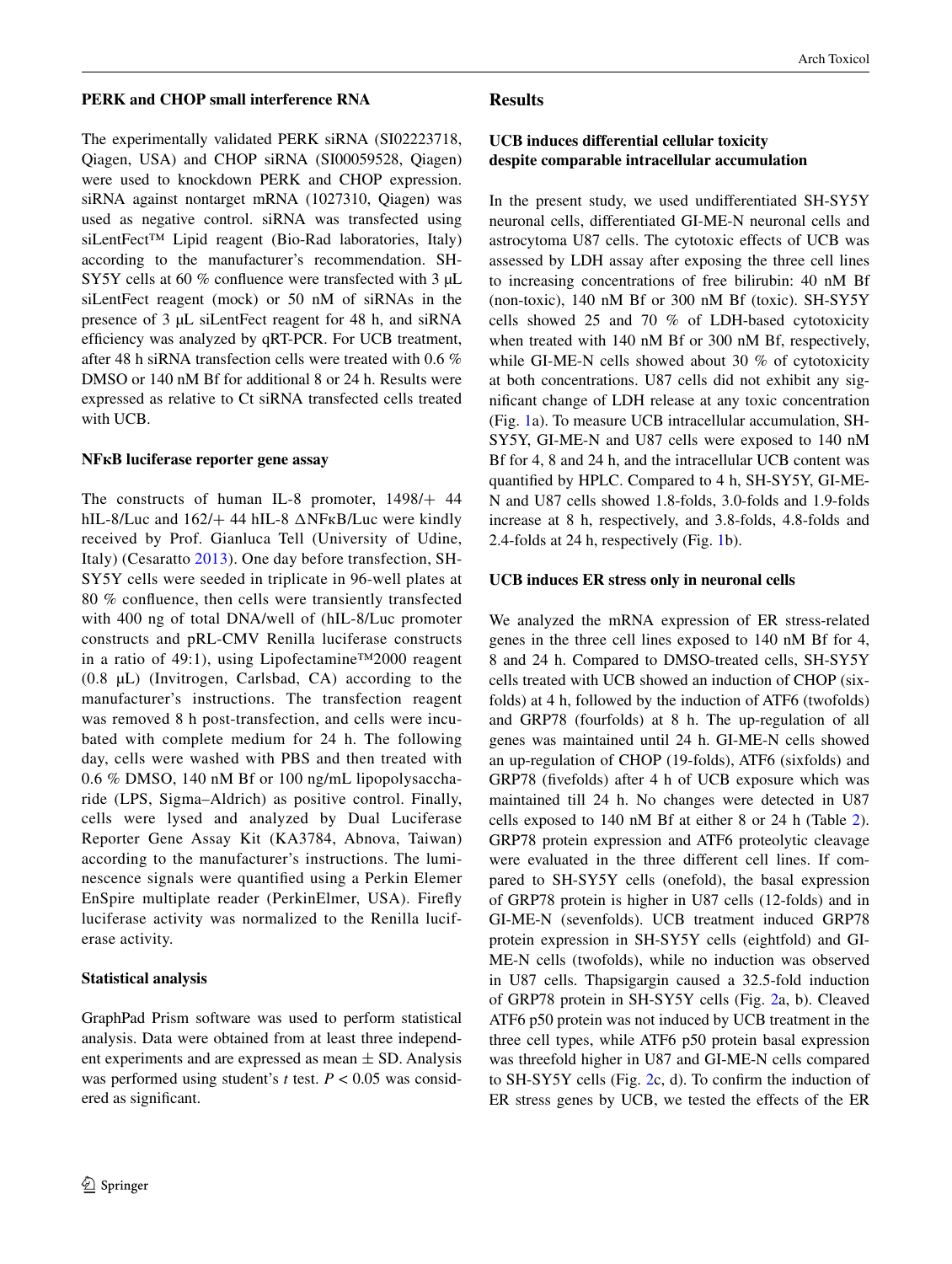### PERK and CHOP small interference RNA

The experimentally validated PERK siRNA (SI02223718, Qiagen, USA) and CHOP siRNA (SI00059528, Qiagen) were used to knockdown PERK and CHOP expression. siRNA against nontarget mRNA (1027310, Qiagen) was used as negative control. siRNA was transfected using siLentFect™ Lipid reagent (Bio-Rad laboratories, Italy) according to the manufacturer's recommendation. SH-SY5Y cells at 60 % confluence were transfected with 3 μL siLentFect reagent (mock) or 50 nM of siRNAs in the presence of 3 μL siLentFect reagent for 48 h, and siRNA efficiency was analyzed by qRT-PCR. For UCB treatment, after 48 h siRNA transfection cells were treated with 0.6 % DMSO or 140 nM Bf for additional 8 or 24 h. Results were expressed as relative to Ct siRNA transfected cells treated with UCB.

### NFκB luciferase reporter gene assay

The constructs of human IL-8 promoter, 1498/+ 44 hIL-8/Luc and 162/+ 44 hIL-8 ΔNFκB/Luc were kindly received by Prof. Gianluca Tell (University of Udine, Italy) (Cesaratto 2013). One day before transfection, SH-SY5Y cells were seeded in triplicate in 96-well plates at 80 % confluence, then cells were transiently transfected with 400 ng of total DNA/well of (hIL-8/Luc promoter constructs and pRL-CMV Renilla luciferase constructs in a ratio of 49:1), using Lipofectamine™2000 reagent (0.8 μL) (Invitrogen, Carlsbad, CA) according to the manufacturer's instructions. The transfection reagent was removed 8 h post-transfection, and cells were incubated with complete medium for 24 h. The following day, cells were washed with PBS and then treated with 0.6 % DMSO, 140 nM Bf or 100 ng/mL lipopolysaccharide (LPS, Sigma–Aldrich) as positive control. Finally, cells were lysed and analyzed by Dual Luciferase Reporter Gene Assay Kit (KA3784, Abnova, Taiwan) according to the manufacturer's instructions. The luminescence signals were quantified using a Perkin Elmer EnSpire multiplate reader (PerkinElmer, USA). Firefly luciferase activity was normalized to the Renilla luciferase activity.

### Statistical analysis

GraphPad Prism software was used to perform statistical analysis. Data were obtained from at least three independent experiments and are expressed as mean ± SD. Analysis was performed using student's *t* test. $P < 0.05$ was considered as significant.

## Results

### UCB induces differential cellular toxicity despite comparable intracellular accumulation

In the present study, we used undifferentiated SH-SY5Y neuronal cells, differentiated GI-ME-N neuronal cells and astrocytoma U87 cells. The cytotoxic effects of UCB was assessed by LDH assay after exposing the three cell lines to increasing concentrations of free bilirubin: 40 nM Bf (non-toxic), 140 nM Bf or 300 nM Bf (toxic). SH-SY5Y cells showed 25 and 70 % of LDH-based cytotoxicity when treated with 140 nM Bf or 300 nM Bf, respectively, while GI-ME-N cells showed about 30 % of cytotoxicity at both concentrations. U87 cells did not exhibit any significant change of LDH release at any toxic concentration (Fig. 1a). To measure UCB intracellular accumulation, SH-SY5Y, GI-ME-N and U87 cells were exposed to 140 nM Bf for 4, 8 and 24 h, and the intracellular UCB content was quantified by HPLC. Compared to 4 h, SH-SY5Y, GI-ME-N and U87 cells showed 1.8-folds, 3.0-folds and 1.9-folds increase at 8 h, respectively, and 3.8-folds, 4.8-folds and 2.4-folds at 24 h, respectively (Fig. 1b).

### UCB induces ER stress only in neuronal cells

We analyzed the mRNA expression of ER stress-related genes in the three cell lines exposed to 140 nM Bf for 4, 8 and 24 h. Compared to DMSO-treated cells, SH-SY5Y cells treated with UCB showed an induction of CHOP (six-folds) at 4 h, followed by the induction of ATF6 (twofolds) and GRP78 (fourfolds) at 8 h. The up-regulation of all genes was maintained until 24 h. GI-ME-N cells showed an up-regulation of CHOP (19-folds), ATF6 (sixfolds) and GRP78 (fivefolds) after 4 h of UCB exposure which was maintained till 24 h. No changes were detected in U87 cells exposed to 140 nM Bf at either 8 or 24 h (Table 2). GRP78 protein expression and ATF6 proteolytic cleavage were evaluated in the three different cell lines. If compared to SH-SY5Y cells (onefold), the basal expression of GRP78 protein is higher in U87 cells (12-folds) and in GI-ME-N (sevenfolds). UCB treatment induced GRP78 protein expression in SH-SY5Y cells (eightfold) and GI-ME-N cells (twofolds), while no induction was observed in U87 cells. Thapsigargin caused a 32.5-fold induction of GRP78 protein in SH-SY5Y cells (Fig. 2a, b). Cleaved ATF6 p50 protein was not induced by UCB treatment in the three cell types, while ATF6 p50 protein basal expression was threefold higher in U87 and GI-ME-N cells compared to SH-SY5Y cells (Fig. 2c, d). To confirm the induction of ER stress genes by UCB, we tested the effects of the ER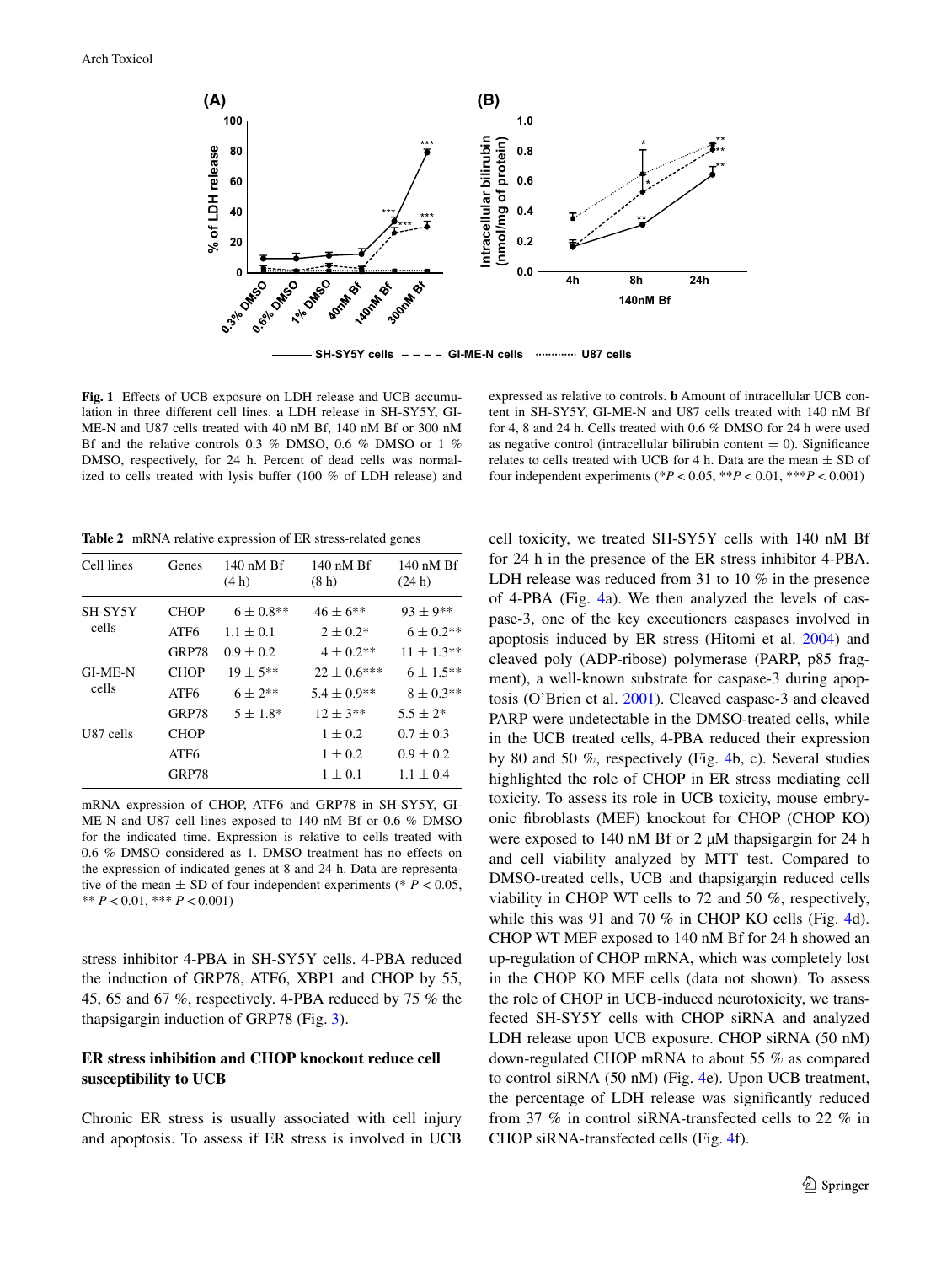**Fig. 1** Effects of UCB exposure on LDH release and UCB accumulation in three different cell lines. **a** LDH release in SH-SY5Y, GI-ME-N and U87 cells treated with 40 nM Bf, 140 nM Bf or 300 nM Bf and the relative controls 0.3 % DMSO, 0.6 % DMSO or 1 % DMSO, respectively, for 24 h. Percent of dead cells was normalized to cells treated with lysis buffer (100 % of LDH release) and expressed as relative to controls. **b** Amount of intracellular UCB content in SH-SY5Y, GI-ME-N and U87 cells treated with 140 nM Bf for 4, 8 and 24 h. Cells treated with 0.6 % DMSO for 24 h were used as negative control (intracellular bilirubin content = 0). Significance relates to cells treated with UCB for 4 h. Data are the mean ± SD of four independent experiments (*$P < 0.05$, **$P < 0.01$, ***$P < 0.001$)

**Table 2** mRNA relative expression of ER stress-related genes

| Cell lines | Genes | 140 nM Bf (4 h) | 140 nM Bf (8 h) | 140 nM Bf (24 h) |
|---|---|---|---|---|
| SH-SY5Y cells | CHOP | 6 ± 0.8** | 46 ± 6** | 93 ± 9** |
| | ATF6 | 1.1 ± 0.1 | 2 ± 0.2* | 6 ± 0.2** |
| | GRP78 | 0.9 ± 0.2 | 4 ± 0.2** | 11 ± 1.3** |
| GI-ME-N cells | CHOP | 19 ± 5** | 22 ± 0.6*** | 6 ± 1.5** |
| | ATF6 | 6 ± 2** | 5.4 ± 0.9** | 8 ± 0.3** |
| | GRP78 | 5 ± 1.8* | 12 ± 3** | 5.5 ± 2* |
| U87 cells | CHOP | | 1 ± 0.2 | 0.7 ± 0.3 |
| | ATF6 | | 1 ± 0.2 | 0.9 ± 0.2 |
| | GRP78 | | 1 ± 0.1 | 1.1 ± 0.4 |

mRNA expression of CHOP, ATF6 and GRP78 in SH-SY5Y, GI-ME-N and U87 cell lines exposed to 140 nM Bf or 0.6 % DMSO for the indicated time. Expression is relative to cells treated with 0.6 % DMSO considered as 1. DMSO treatment has no effects on the expression of indicated genes at 8 and 24 h. Data are representative of the mean ± SD of four independent experiments (* $P < 0.05$, ** $P < 0.01$, *** $P < 0.001$)

stress inhibitor 4-PBA in SH-SY5Y cells. 4-PBA reduced the induction of GRP78, ATF6, XBP1 and CHOP by 55, 45, 65 and 67 %, respectively. 4-PBA reduced by 75 % the thapsigargin induction of GRP78 (Fig. 3).

## ER stress inhibition and CHOP knockout reduce cell susceptibility to UCB

Chronic ER stress is usually associated with cell injury and apoptosis. To assess if ER stress is involved in UCB cell toxicity, we treated SH-SY5Y cells with 140 nM Bf for 24 h in the presence of the ER stress inhibitor 4-PBA. LDH release was reduced from 31 to 10 % in the presence of 4-PBA (Fig. 4a). We then analyzed the levels of caspase-3, one of the key executioners caspases involved in apoptosis induced by ER stress (Hitomi et al. 2004) and cleaved poly (ADP-ribose) polymerase (PARP, p85 fragment), a well-known substrate for caspase-3 during apoptosis (O'Brien et al. 2001). Cleaved caspase-3 and cleaved PARP were undetectable in the DMSO-treated cells, while in the UCB treated cells, 4-PBA reduced their expression by 80 and 50 %, respectively (Fig. 4b, c). Several studies highlighted the role of CHOP in ER stress mediating cell toxicity. To assess its role in UCB toxicity, mouse embryonic fibroblasts (MEF) knockout for CHOP (CHOP KO) were exposed to 140 nM Bf or 2 μM thapsigargin for 24 h and cell viability analyzed by MTT test. Compared to DMSO-treated cells, UCB and thapsigargin reduced cells viability in CHOP WT cells to 72 and 50 %, respectively, while this was 91 and 70 % in CHOP KO cells (Fig. 4d). CHOP WT MEF exposed to 140 nM Bf for 24 h showed an up-regulation of CHOP mRNA, which was completely lost in the CHOP KO MEF cells (data not shown). To assess the role of CHOP in UCB-induced neurotoxicity, we transfected SH-SY5Y cells with CHOP siRNA and analyzed LDH release upon UCB exposure. CHOP siRNA (50 nM) down-regulated CHOP mRNA to about 55 % as compared to control siRNA (50 nM) (Fig. 4e). Upon UCB treatment, the percentage of LDH release was significantly reduced from 37 % in control siRNA-transfected cells to 22 % in CHOP siRNA-transfected cells (Fig. 4f).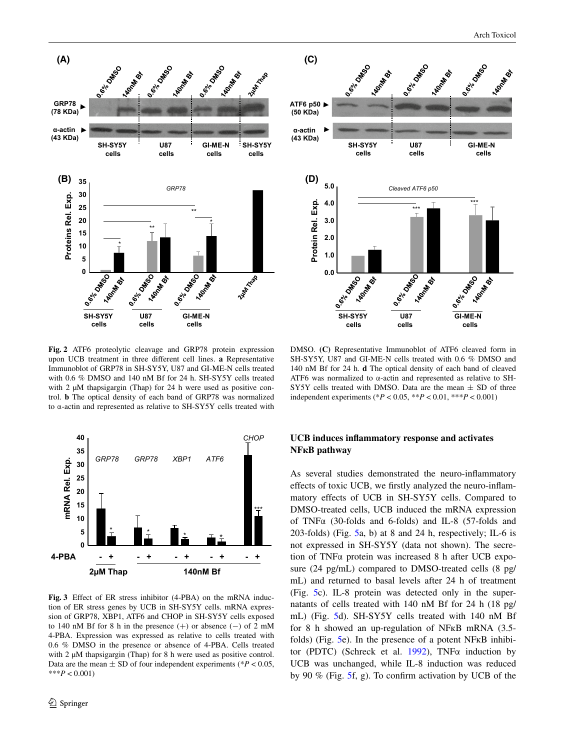**Fig. 2** ATF6 proteolytic cleavage and GRP78 protein expression upon UCB treatment in three different cell lines. **a** Representative Immunoblot of GRP78 in SH-SY5Y, U87 and GI-ME-N cells treated with 0.6 % DMSO and 140 nM Bf for 24 h. SH-SY5Y cells treated with 2 µM thapsigargin (Thap) for 24 h were used as positive control. **b** The optical density of each band of GRP78 was normalized to α-actin and represented as relative to SH-SY5Y cells treated with DMSO. (**C**) Representative Immunoblot of ATF6 cleaved form in SH-SY5Y, U87 and GI-ME-N cells treated with 0.6 % DMSO and 140 nM Bf for 24 h. **d** The optical density of each band of cleaved ATF6 was normalized to α-actin and represented as relative to SH-SY5Y cells treated with DMSO. Data are the mean ± SD of three independent experiments (*$P < 0.05$, **$P < 0.01$, ***$P < 0.001$)

**Fig. 3** Effect of ER stress inhibitor (4-PBA) on the mRNA induction of ER stress genes by UCB in SH-SY5Y cells. mRNA expression of GRP78, XBP1, ATF6 and CHOP in SH-SY5Y cells exposed to 140 nM Bf for 8 h in the presence (+) or absence (−) of 2 mM 4-PBA. Expression was expressed as relative to cells treated with 0.6 % DMSO in the presence or absence of 4-PBA. Cells treated with 2 µM thapsigargin (Thap) for 8 h were used as positive control. Data are the mean ± SD of four independent experiments (*$P < 0.05$, ***$P < 0.001$)

### UCB induces inflammatory response and activates NFκB pathway

As several studies demonstrated the neuro-inflammatory effects of toxic UCB, we firstly analyzed the neuro-inflammatory effects of UCB in SH-SY5Y cells. Compared to DMSO-treated cells, UCB induced the mRNA expression of TNFα (30-folds and 6-folds) and IL-8 (57-folds and 203-folds) (Fig. 5a, b) at 8 and 24 h, respectively; IL-6 is not expressed in SH-SY5Y (data not shown). The secretion of TNFα protein was increased 8 h after UCB exposure (24 pg/mL) compared to DMSO-treated cells (8 pg/mL) and returned to basal levels after 24 h of treatment (Fig. 5c). IL-8 protein was detected only in the supernatants of cells treated with 140 nM Bf for 24 h (18 pg/mL) (Fig. 5d). SH-SY5Y cells treated with 140 nM Bf for 8 h showed an up-regulation of NFκB mRNA (3.5-folds) (Fig. 5e). In the presence of a potent NFκB inhibitor (PDTC) (Schreck et al. 1992), TNFα induction by UCB was unchanged, while IL-8 induction was reduced by 90 % (Fig. 5f, g). To confirm activation by UCB of the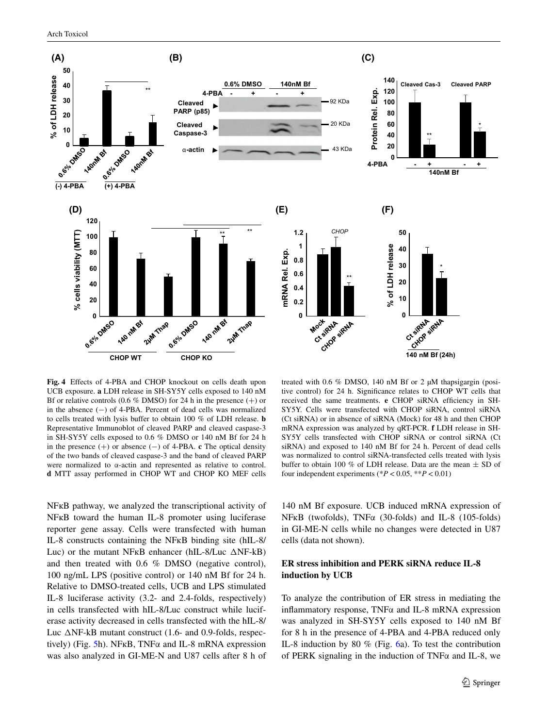**Fig. 4** Effects of 4-PBA and CHOP knockout on cells death upon UCB exposure. **a** LDH release in SH-SY5Y cells exposed to 140 nM Bf or relative controls (0.6 % DMSO) for 24 h in the presence (+) or in the absence (−) of 4-PBA. Percent of dead cells was normalized to cells treated with lysis buffer to obtain 100 % of LDH release. **b** Representative Immunoblot of cleaved PARP and cleaved caspase-3 in SH-SY5Y cells exposed to 0.6 % DMSO or 140 nM Bf for 24 h in the presence (+) or absence (−) of 4-PBA. **c** The optical density of the two bands of cleaved caspase-3 and the band of cleaved PARP were normalized to α-actin and represented as relative to control. **d** MTT assay performed in CHOP WT and CHOP KO MEF cells treated with 0.6 % DMSO, 140 nM Bf or 2 μM thapsigargin (positive control) for 24 h. Significance relates to CHOP WT cells that received the same treatments. **e** CHOP siRNA efficiency in SH-SY5Y. Cells were transfected with CHOP siRNA, control siRNA (Ct siRNA) or in absence of siRNA (Mock) for 48 h and then CHOP mRNA expression was analyzed by qRT-PCR. **f** LDH release in SH-SY5Y cells transfected with CHOP siRNA or control siRNA (Ct siRNA) and exposed to 140 nM Bf for 24 h. Percent of dead cells was normalized to control siRNA-transfected cells treated with lysis buffer to obtain 100 % of LDH release. Data are the mean ± SD of four independent experiments (*$P < 0.05$, **$P < 0.01$)

NFκB pathway, we analyzed the transcriptional activity of NFκB toward the human IL-8 promoter using luciferase reporter gene assay. Cells were transfected with human IL-8 constructs containing the NFκB binding site (hIL-8/Luc) or the mutant NFκB enhancer (hIL-8/Luc ΔNF-kB) and then treated with 0.6 % DMSO (negative control), 100 ng/mL LPS (positive control) or 140 nM Bf for 24 h. Relative to DMSO-treated cells, UCB and LPS stimulated IL-8 luciferase activity (3.2- and 2.4-folds, respectively) in cells transfected with hIL-8/Luc construct while luciferase activity decreased in cells transfected with the hIL-8/Luc ΔNF-kB mutant construct (1.6- and 0.9-folds, respectively) (Fig. 5h). NFκB, TNFα and IL-8 mRNA expression was also analyzed in GI-ME-N and U87 cells after 8 h of 140 nM Bf exposure. UCB induced mRNA expression of NFκB (twofolds), TNFα (30-folds) and IL-8 (105-folds) in GI-ME-N cells while no changes were detected in U87 cells (data not shown).

## ER stress inhibition and PERK siRNA reduce IL-8 induction by UCB

To analyze the contribution of ER stress in mediating the inflammatory response, TNFα and IL-8 mRNA expression was analyzed in SH-SY5Y cells exposed to 140 nM Bf for 8 h in the presence of 4-PBA and 4-PBA reduced only IL-8 induction by 80 % (Fig. 6a). To test the contribution of PERK signaling in the induction of TNFα and IL-8, we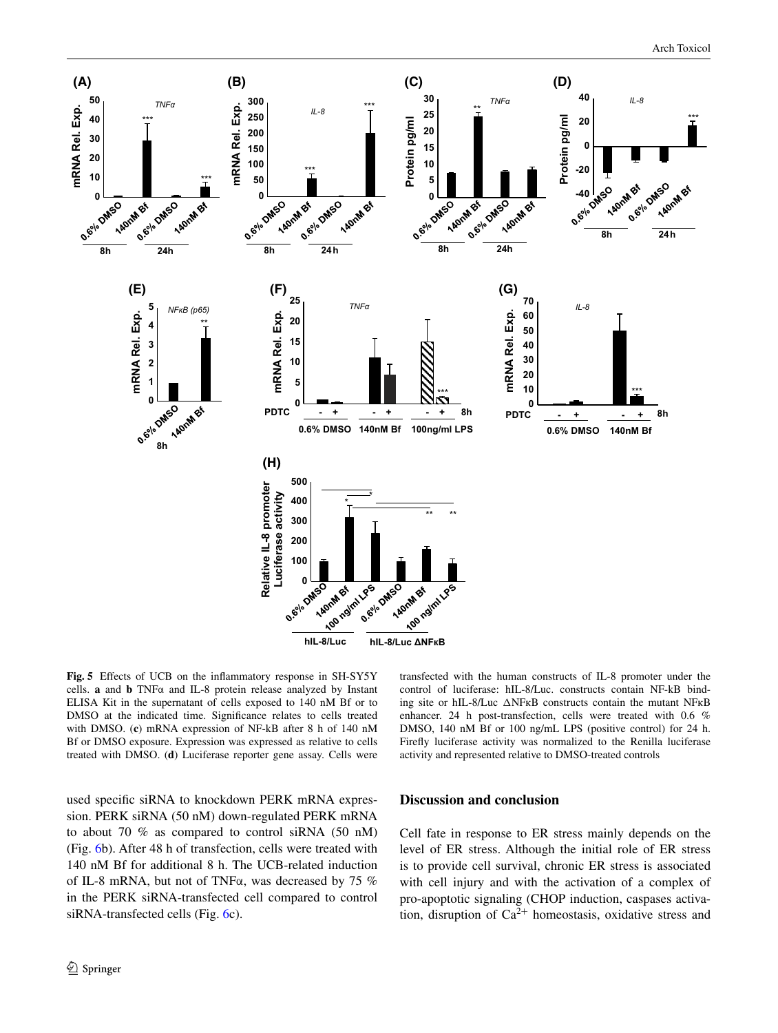**Fig. 5** Effects of UCB on the inflammatory response in SH-SY5Y cells. **a** and **b** TNFα and IL-8 protein release analyzed by Instant ELISA Kit in the supernatant of cells exposed to 140 nM Bf or to DMSO at the indicated time. Significance relates to cells treated with DMSO. (**c**) mRNA expression of NF-kB after 8 h of 140 nM Bf or DMSO exposure. Expression was expressed as relative to cells treated with DMSO. (**d**) Luciferase reporter gene assay. Cells were transfected with the human constructs of IL-8 promoter under the control of luciferase: hIL-8/Luc. constructs contain NF-kB binding site or hIL-8/Luc ΔNFκB constructs contain the mutant NFκB enhancer. 24 h post-transfection, cells were treated with 0.6 % DMSO, 140 nM Bf or 100 ng/mL LPS (positive control) for 24 h. Firefly luciferase activity was normalized to the Renilla luciferase activity and represented relative to DMSO-treated controls

used specific siRNA to knockdown PERK mRNA expression. PERK siRNA (50 nM) down-regulated PERK mRNA to about 70 % as compared to control siRNA (50 nM) (Fig. 6b). After 48 h of transfection, cells were treated with 140 nM Bf for additional 8 h. The UCB-related induction of IL-8 mRNA, but not of TNFα, was decreased by 75 % in the PERK siRNA-transfected cell compared to control siRNA-transfected cells (Fig. 6c).

## Discussion and conclusion

Cell fate in response to ER stress mainly depends on the level of ER stress. Although the initial role of ER stress is to provide cell survival, chronic ER stress is associated with cell injury and with the activation of a complex of pro-apoptotic signaling (CHOP induction, caspases activation, disruption of $Ca^{2+}$ homeostasis, oxidative stress and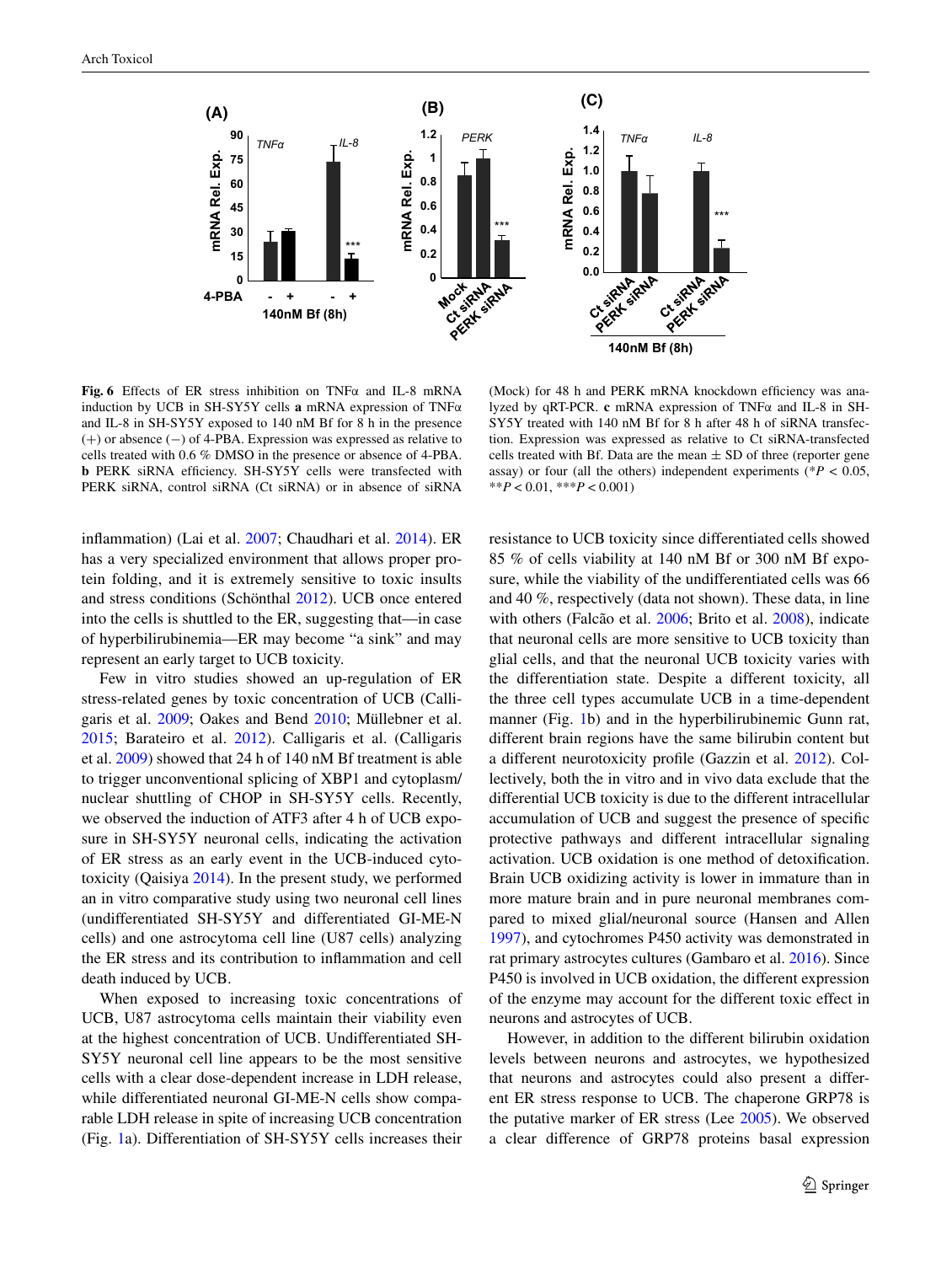**Fig. 6** Effects of ER stress inhibition on TNFα and IL-8 mRNA induction by UCB in SH-SY5Y cells **a** mRNA expression of TNFα and IL-8 in SH-SY5Y exposed to 140 nM Bf for 8 h in the presence (+) or absence (−) of 4-PBA. Expression was expressed as relative to cells treated with 0.6 % DMSO in the presence or absence of 4-PBA. **b** PERK siRNA efficiency. SH-SY5Y cells were transfected with PERK siRNA, control siRNA (Ct siRNA) or in absence of siRNA (Mock) for 48 h and PERK mRNA knockdown efficiency was analyzed by qRT-PCR. **c** mRNA expression of TNFα and IL-8 in SH-SY5Y treated with 140 nM Bf for 8 h after 48 h of siRNA transfection. Expression was expressed as relative to Ct siRNA-transfected cells treated with Bf. Data are the mean ± SD of three (reporter gene assay) or four (all the others) independent experiments (*$P < 0.05$, **$P < 0.01$, ***$P < 0.001$)

inflammation) (Lai et al. 2007; Chaudhari et al. 2014). ER has a very specialized environment that allows proper protein folding, and it is extremely sensitive to toxic insults and stress conditions (Schönthal 2012). UCB once entered into the cells is shuttled to the ER, suggesting that—in case of hyperbilirubinemia—ER may become "a sink" and may represent an early target to UCB toxicity.

Few in vitro studies showed an up-regulation of ER stress-related genes by toxic concentration of UCB (Calligaris et al. 2009; Oakes and Bend 2010; Müllebner et al. 2015; Barateiro et al. 2012). Calligaris et al. (Calligaris et al. 2009) showed that 24 h of 140 nM Bf treatment is able to trigger unconventional splicing of XBP1 and cytoplasm/nuclear shuttling of CHOP in SH-SY5Y cells. Recently, we observed the induction of ATF3 after 4 h of UCB exposure in SH-SY5Y neuronal cells, indicating the activation of ER stress as an early event in the UCB-induced cytotoxicity (Qaisiya 2014). In the present study, we performed an in vitro comparative study using two neuronal cell lines (undifferentiated SH-SY5Y and differentiated GI-ME-N cells) and one astrocytoma cell line (U87 cells) analyzing the ER stress and its contribution to inflammation and cell death induced by UCB.

When exposed to increasing toxic concentrations of UCB, U87 astrocytoma cells maintain their viability even at the highest concentration of UCB. Undifferentiated SH-SY5Y neuronal cell line appears to be the most sensitive cells with a clear dose-dependent increase in LDH release, while differentiated neuronal GI-ME-N cells show comparable LDH release in spite of increasing UCB concentration (Fig. 1a). Differentiation of SH-SY5Y cells increases their resistance to UCB toxicity since differentiated cells showed 85 % of cells viability at 140 nM Bf or 300 nM Bf exposure, while the viability of the undifferentiated cells was 66 and 40 %, respectively (data not shown). These data, in line with others (Falcão et al. 2006; Brito et al. 2008), indicate that neuronal cells are more sensitive to UCB toxicity than glial cells, and that the neuronal UCB toxicity varies with the differentiation state. Despite a different toxicity, all the three cell types accumulate UCB in a time-dependent manner (Fig. 1b) and in the hyperbilirubinemic Gunn rat, different brain regions have the same bilirubin content but a different neurotoxicity profile (Gazzin et al. 2012). Collectively, both the in vitro and in vivo data exclude that the differential UCB toxicity is due to the different intracellular accumulation of UCB and suggest the presence of specific protective pathways and different intracellular signaling activation. UCB oxidation is one method of detoxification. Brain UCB oxidizing activity is lower in immature than in more mature brain and in pure neuronal membranes compared to mixed glial/neuronal source (Hansen and Allen 1997), and cytochromes P450 activity was demonstrated in rat primary astrocytes cultures (Gambaro et al. 2016). Since P450 is involved in UCB oxidation, the different expression of the enzyme may account for the different toxic effect in neurons and astrocytes of UCB.

However, in addition to the different bilirubin oxidation levels between neurons and astrocytes, we hypothesized that neurons and astrocytes could also present a different ER stress response to UCB. The chaperone GRP78 is the putative marker of ER stress (Lee 2005). We observed a clear difference of GRP78 proteins basal expression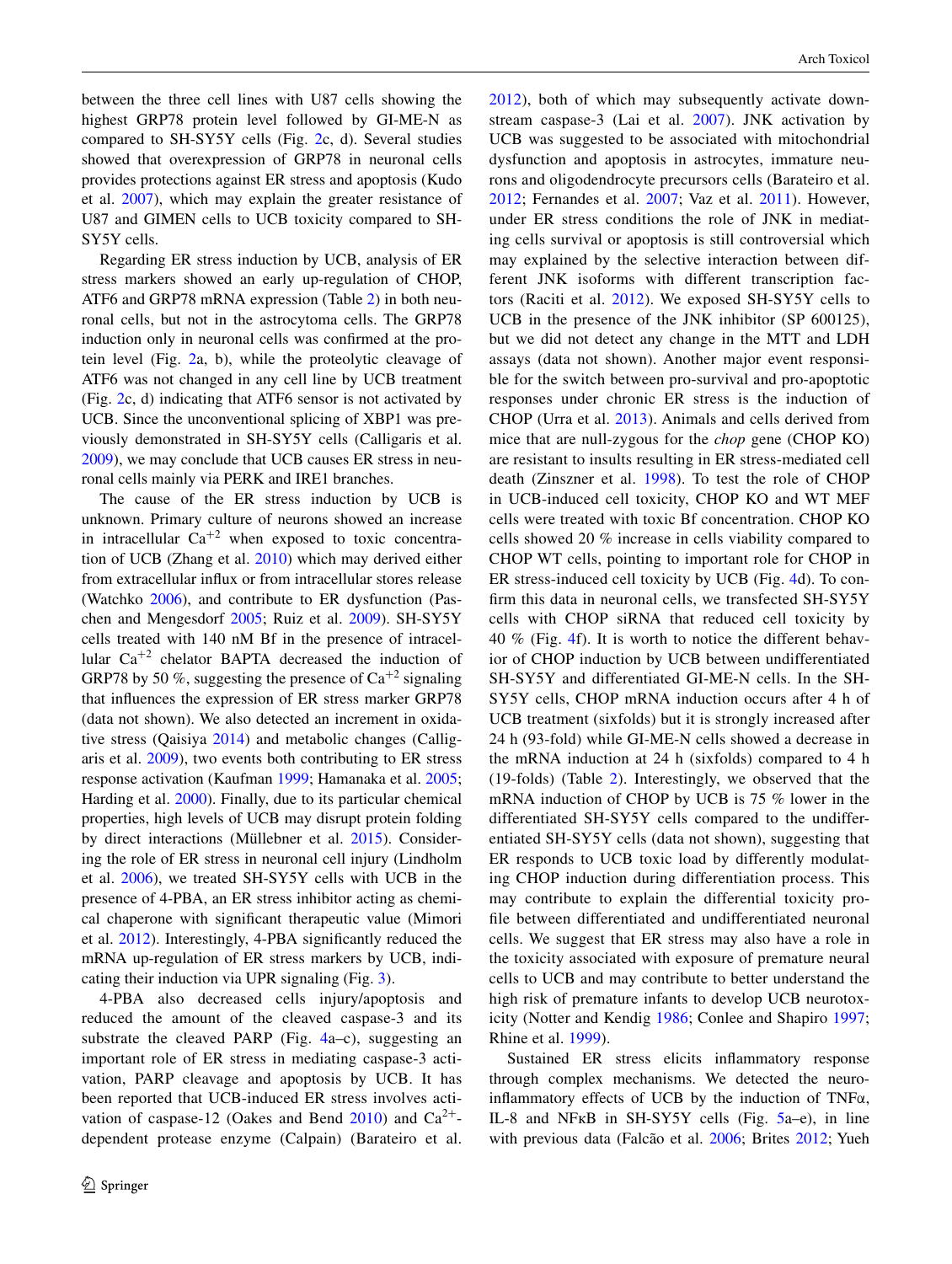between the three cell lines with U87 cells showing the highest GRP78 protein level followed by GI-ME-N as compared to SH-SY5Y cells (Fig. 2c, d). Several studies showed that overexpression of GRP78 in neuronal cells provides protections against ER stress and apoptosis (Kudo et al. 2007), which may explain the greater resistance of U87 and GIMEN cells to UCB toxicity compared to SH-SY5Y cells.

Regarding ER stress induction by UCB, analysis of ER stress markers showed an early up-regulation of CHOP, ATF6 and GRP78 mRNA expression (Table 2) in both neuronal cells, but not in the astrocytoma cells. The GRP78 induction only in neuronal cells was confirmed at the protein level (Fig. 2a, b), while the proteolytic cleavage of ATF6 was not changed in any cell line by UCB treatment (Fig. 2c, d) indicating that ATF6 sensor is not activated by UCB. Since the unconventional splicing of XBP1 was previously demonstrated in SH-SY5Y cells (Calligaris et al. 2009), we may conclude that UCB causes ER stress in neuronal cells mainly via PERK and IRE1 branches.

The cause of the ER stress induction by UCB is unknown. Primary culture of neurons showed an increase in intracellular $Ca^{+2}$ when exposed to toxic concentration of UCB (Zhang et al. 2010) which may derived either from extracellular influx or from intracellular stores release (Watchko 2006), and contribute to ER dysfunction (Paschen and Mengesdorf 2005; Ruiz et al. 2009). SH-SY5Y cells treated with 140 nM Bf in the presence of intracellular $Ca^{+2}$ chelator BAPTA decreased the induction of GRP78 by 50 %, suggesting the presence of $Ca^{+2}$ signaling that influences the expression of ER stress marker GRP78 (data not shown). We also detected an increment in oxidative stress (Qaisiya 2014) and metabolic changes (Calligaris et al. 2009), two events both contributing to ER stress response activation (Kaufman 1999; Hamanaka et al. 2005; Harding et al. 2000). Finally, due to its particular chemical properties, high levels of UCB may disrupt protein folding by direct interactions (Müllebner et al. 2015). Considering the role of ER stress in neuronal cell injury (Lindholm et al. 2006), we treated SH-SY5Y cells with UCB in the presence of 4-PBA, an ER stress inhibitor acting as chemical chaperone with significant therapeutic value (Mimori et al. 2012). Interestingly, 4-PBA significantly reduced the mRNA up-regulation of ER stress markers by UCB, indicating their induction via UPR signaling (Fig. 3).

4-PBA also decreased cells injury/apoptosis and reduced the amount of the cleaved caspase-3 and its substrate the cleaved PARP (Fig. 4a–c), suggesting an important role of ER stress in mediating caspase-3 activation, PARP cleavage and apoptosis by UCB. It has been reported that UCB-induced ER stress involves activation of caspase-12 (Oakes and Bend 2010) and $Ca^{2+}$-dependent protease enzyme (Calpain) (Barateiro et al. 2012), both of which may subsequently activate downstream caspase-3 (Lai et al. 2007). JNK activation by UCB was suggested to be associated with mitochondrial dysfunction and apoptosis in astrocytes, immature neurons and oligodendrocyte precursors cells (Barateiro et al. 2012; Fernandes et al. 2007; Vaz et al. 2011). However, under ER stress conditions the role of JNK in mediating cells survival or apoptosis is still controversial which may explained by the selective interaction between different JNK isoforms with different transcription factors (Raciti et al. 2012). We exposed SH-SY5Y cells to UCB in the presence of the JNK inhibitor (SP 600125), but we did not detect any change in the MTT and LDH assays (data not shown). Another major event responsible for the switch between pro-survival and pro-apoptotic responses under chronic ER stress is the induction of CHOP (Urra et al. 2013). Animals and cells derived from mice that are null-zygous for the *chop* gene (CHOP KO) are resistant to insults resulting in ER stress-mediated cell death (Zinszner et al. 1998). To test the role of CHOP in UCB-induced cell toxicity, CHOP KO and WT MEF cells were treated with toxic Bf concentration. CHOP KO cells showed 20 % increase in cells viability compared to CHOP WT cells, pointing to important role for CHOP in ER stress-induced cell toxicity by UCB (Fig. 4d). To confirm this data in neuronal cells, we transfected SH-SY5Y cells with CHOP siRNA that reduced cell toxicity by 40 % (Fig. 4f). It is worth to notice the different behavior of CHOP induction by UCB between undifferentiated SH-SY5Y and differentiated GI-ME-N cells. In the SH-SY5Y cells, CHOP mRNA induction occurs after 4 h of UCB treatment (sixfolds) but it is strongly increased after 24 h (93-fold) while GI-ME-N cells showed a decrease in the mRNA induction at 24 h (sixfolds) compared to 4 h (19-folds) (Table 2). Interestingly, we observed that the mRNA induction of CHOP by UCB is 75 % lower in the differentiated SH-SY5Y cells compared to the undifferentiated SH-SY5Y cells (data not shown), suggesting that ER responds to UCB toxic load by differently modulating CHOP induction during differentiation process. This may contribute to explain the differential toxicity profile between differentiated and undifferentiated neuronal cells. We suggest that ER stress may also have a role in the toxicity associated with exposure of premature neural cells to UCB and may contribute to better understand the high risk of premature infants to develop UCB neurotoxicity (Notter and Kendig 1986; Conlee and Shapiro 1997; Rhine et al. 1999).

Sustained ER stress elicits inflammatory response through complex mechanisms. We detected the neuroinflammatory effects of UCB by the induction of TNFα, IL-8 and NFκB in SH-SY5Y cells (Fig. 5a–e), in line with previous data (Falcão et al. 2006; Brites 2012; Yueh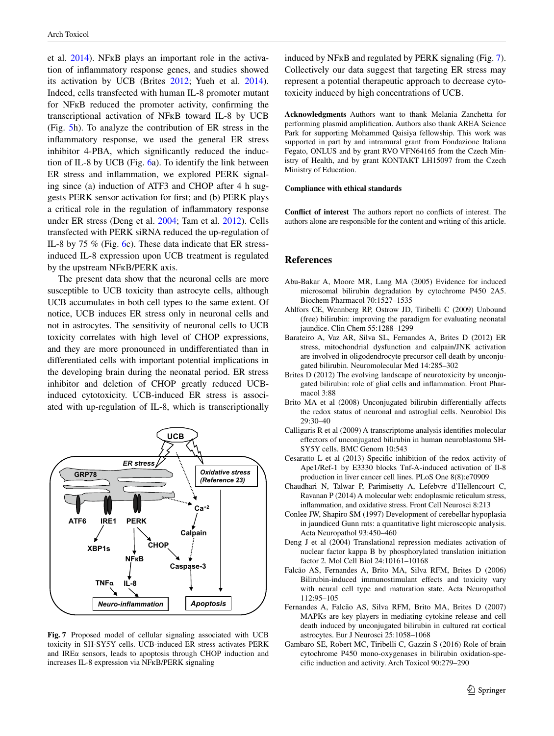et al. 2014). NFκB plays an important role in the activation of inflammatory response genes, and studies showed its activation by UCB (Brites 2012; Yueh et al. 2014). Indeed, cells transfected with human IL-8 promoter mutant for NFκB reduced the promoter activity, confirming the transcriptional activation of NFκB toward IL-8 by UCB (Fig. 5h). To analyze the contribution of ER stress in the inflammatory response, we used the general ER stress inhibitor 4-PBA, which significantly reduced the induction of IL-8 by UCB (Fig. 6a). To identify the link between ER stress and inflammation, we explored PERK signaling since (a) induction of ATF3 and CHOP after 4 h suggests PERK sensor activation for first; and (b) PERK plays a critical role in the regulation of inflammatory response under ER stress (Deng et al. 2004; Tam et al. 2012). Cells transfected with PERK siRNA reduced the up-regulation of IL-8 by 75 % (Fig. 6c). These data indicate that ER stress-induced IL-8 expression upon UCB treatment is regulated by the upstream NFκB/PERK axis.

The present data show that the neuronal cells are more susceptible to UCB toxicity than astrocyte cells, although UCB accumulates in both cell types to the same extent. Of notice, UCB induces ER stress only in neuronal cells and not in astrocytes. The sensitivity of neuronal cells to UCB toxicity correlates with high level of CHOP expressions, and they are more pronounced in undifferentiated than in differentiated cells with important potential implications in the developing brain during the neonatal period. ER stress inhibitor and deletion of CHOP greatly reduced UCB-induced cytotoxicity. UCB-induced ER stress is associated with up-regulation of IL-8, which is transcriptionally induced by NFκB and regulated by PERK signaling (Fig. 7). Collectively our data suggest that targeting ER stress may represent a potential therapeutic approach to decrease cytotoxicity induced by high concentrations of UCB.

**Fig. 7** Proposed model of cellular signaling associated with UCB toxicity in SH-SY5Y cells. UCB-induced ER stress activates PERK and IREα sensors, leads to apoptosis through CHOP induction and increases IL-8 expression via NFκB/PERK signaling

**Acknowledgments** Authors want to thank Melania Zanchetta for performing plasmid amplification. Authors also thank AREA Science Park for supporting Mohammed Qaisiya fellowship. This work was supported in part by and intramural grant from Fondazione Italiana Fegato, ONLUS and by grant RVO VFN64165 from the Czech Ministry of Health, and by grant KONTAKT LH15097 from the Czech Ministry of Education.

**Compliance with ethical standards**

**Conflict of interest** The authors report no conflicts of interest. The authors alone are responsible for the content and writing of this article.

## References

Abu-Bakar A, Moore MR, Lang MA (2005) Evidence for induced microsomal bilirubin degradation by cytochrome P450 2A5. Biochem Pharmacol 70:1527–1535

Ahlfors CE, Wennberg RP, Ostrow JD, Tiribelli C (2009) Unbound (free) bilirubin: improving the paradigm for evaluating neonatal jaundice. Clin Chem 55:1288–1299

Barateiro A, Vaz AR, Silva SL, Fernandes A, Brites D (2012) ER stress, mitochondrial dysfunction and calpain/JNK activation are involved in oligodendrocyte precursor cell death by unconjugated bilirubin. Neuromolecular Med 14:285–302

Brites D (2012) The evolving landscape of neurotoxicity by unconjugated bilirubin: role of glial cells and inflammation. Front Pharmacol 3:88

Brito MA et al (2008) Unconjugated bilirubin differentially affects the redox status of neuronal and astroglial cells. Neurobiol Dis 29:30–40

Calligaris R et al (2009) A transcriptome analysis identifies molecular effectors of unconjugated bilirubin in human neuroblastoma SH-SY5Y cells. BMC Genom 10:543

Cesaratto L et al (2013) Specific inhibition of the redox activity of Ape1/Ref-1 by E3330 blocks Tnf-A-induced activation of Il-8 production in liver cancer cell lines. PLoS One 8(8):e70909

Chaudhari N, Talwar P, Parimisetty A, Lefebvre d'Hellencourt C, Ravanan P (2014) A molecular web: endoplasmic reticulum stress, inflammation, and oxidative stress. Front Cell Neurosci 8:213

Conlee JW, Shapiro SM (1997) Development of cerebellar hypoplasia in jaundiced Gunn rats: a quantitative light microscopic analysis. Acta Neuropathol 93:450–460

Deng J et al (2004) Translational repression mediates activation of nuclear factor kappa B by phosphorylated translation initiation factor 2. Mol Cell Biol 24:10161–10168

Falcão AS, Fernandes A, Brito MA, Silva RFM, Brites D (2006) Bilirubin-induced immunostimulant effects and toxicity vary with neural cell type and maturation state. Acta Neuropathol 112:95–105

Fernandes A, Falcão AS, Silva RFM, Brito MA, Brites D (2007) MAPKs are key players in mediating cytokine release and cell death induced by unconjugated bilirubin in cultured rat cortical astrocytes. Eur J Neurosci 25:1058–1068

Gambaro SE, Robert MC, Tiribelli C, Gazzin S (2016) Role of brain cytochrome P450 mono-oxygenases in bilirubin oxidation-specific induction and activity. Arch Toxicol 90:279–290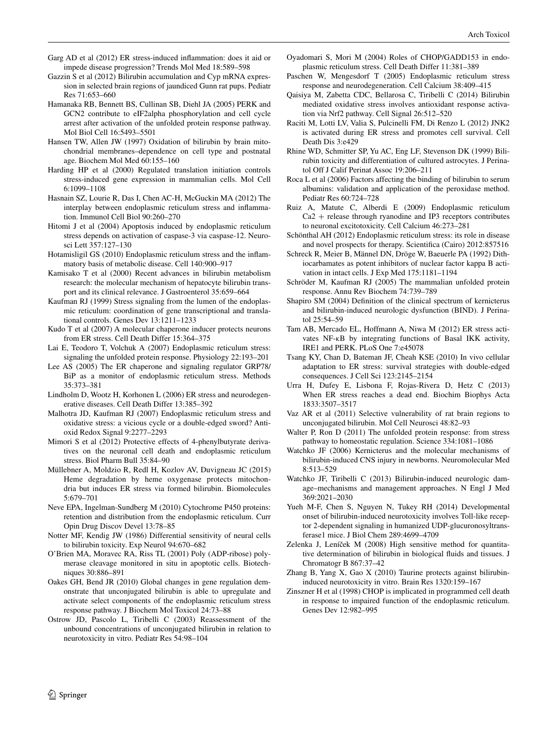Garg AD et al (2012) ER stress-induced inflammation: does it aid or impede disease progression? Trends Mol Med 18:589–598

Gazzin S et al (2012) Bilirubin accumulation and Cyp mRNA expression in selected brain regions of jaundiced Gunn rat pups. Pediatr Res 71:653–660

Hamanaka RB, Bennett BS, Cullinan SB, Diehl JA (2005) PERK and GCN2 contribute to eIF2alpha phosphorylation and cell cycle arrest after activation of the unfolded protein response pathway. Mol Biol Cell 16:5493–5501

Hansen TW, Allen JW (1997) Oxidation of bilirubin by brain mitochondrial membranes–dependence on cell type and postnatal age. Biochem Mol Med 60:155–160

Harding HP et al (2000) Regulated translation initiation controls stress-induced gene expression in mammalian cells. Mol Cell 6:1099–1108

Hasnain SZ, Lourie R, Das I, Chen AC-H, McGuckin MA (2012) The interplay between endoplasmic reticulum stress and inflammation. Immunol Cell Biol 90:260–270

Hitomi J et al (2004) Apoptosis induced by endoplasmic reticulum stress depends on activation of caspase-3 via caspase-12. Neurosci Lett 357:127–130

Hotamisligil GS (2010) Endoplasmic reticulum stress and the inflammatory basis of metabolic disease. Cell 140:900–917

Kamisako T et al (2000) Recent advances in bilirubin metabolism research: the molecular mechanism of hepatocyte bilirubin transport and its clinical relevance. J Gastroenterol 35:659–664

Kaufman RJ (1999) Stress signaling from the lumen of the endoplasmic reticulum: coordination of gene transcriptional and translational controls. Genes Dev 13:1211–1233

Kudo T et al (2007) A molecular chaperone inducer protects neurons from ER stress. Cell Death Differ 15:364–375

Lai E, Teodoro T, Volchuk A (2007) Endoplasmic reticulum stress: signaling the unfolded protein response. Physiology 22:193–201

Lee AS (2005) The ER chaperone and signaling regulator GRP78/BiP as a monitor of endoplasmic reticulum stress. Methods 35:373–381

Lindholm D, Wootz H, Korhonen L (2006) ER stress and neurodegenerative diseases. Cell Death Differ 13:385–392

Malhotra JD, Kaufman RJ (2007) Endoplasmic reticulum stress and oxidative stress: a vicious cycle or a double-edged sword? Antioxid Redox Signal 9:2277–2293

Mimori S et al (2012) Protective effects of 4-phenylbutyrate derivatives on the neuronal cell death and endoplasmic reticulum stress. Biol Pharm Bull 35:84–90

Müllebner A, Moldzio R, Redl H, Kozlov AV, Duvigneau JC (2015) Heme degradation by heme oxygenase protects mitochondria but induces ER stress via formed bilirubin. Biomolecules 5:679–701

Neve EPA, Ingelman-Sundberg M (2010) Cytochrome P450 proteins: retention and distribution from the endoplasmic reticulum. Curr Opin Drug Discov Devel 13:78–85

Notter MF, Kendig JW (1986) Differential sensitivity of neural cells to bilirubin toxicity. Exp Neurol 94:670–682

O'Brien MA, Moravec RA, Riss TL (2001) Poly (ADP-ribose) polymerase cleavage monitored in situ in apoptotic cells. Biotechniques 30:886–891

Oakes GH, Bend JR (2010) Global changes in gene regulation demonstrate that unconjugated bilirubin is able to upregulate and activate select components of the endoplasmic reticulum stress response pathway. J Biochem Mol Toxicol 24:73–88

Ostrow JD, Pascolo L, Tiribelli C (2003) Reassessment of the unbound concentrations of unconjugated bilirubin in relation to neurotoxicity in vitro. Pediatr Res 54:98–104

Oyadomari S, Mori M (2004) Roles of CHOP/GADD153 in endoplasmic reticulum stress. Cell Death Differ 11:381–389

Paschen W, Mengesdorf T (2005) Endoplasmic reticulum stress response and neurodegeneration. Cell Calcium 38:409–415

Qaisiya M, Zabetta CDC, Bellarosa C, Tiribelli C (2014) Bilirubin mediated oxidative stress involves antioxidant response activation via Nrf2 pathway. Cell Signal 26:512–520

Raciti M, Lotti LV, Valia S, Pulcinelli FM, Di Renzo L (2012) JNK2 is activated during ER stress and promotes cell survival. Cell Death Dis 3:e429

Rhine WD, Schmitter SP, Yu AC, Eng LF, Stevenson DK (1999) Bilirubin toxicity and differentiation of cultured astrocytes. J Perinatol Off J Calif Perinat Assoc 19:206–211

Roca L et al (2006) Factors affecting the binding of bilirubin to serum albumins: validation and application of the peroxidase method. Pediatr Res 60:724–728

Ruiz A, Matute C, Alberdi E (2009) Endoplasmic reticulum Ca2 + release through ryanodine and IP3 receptors contributes to neuronal excitotoxicity. Cell Calcium 46:273–281

Schönthal AH (2012) Endoplasmic reticulum stress: its role in disease and novel prospects for therapy. Scientifica (Cairo) 2012:857516

Schreck R, Meier B, Männel DN, Dröge W, Baeuerle PA (1992) Dithiocarbamates as potent inhibitors of nuclear factor kappa B activation in intact cells. J Exp Med 175:1181–1194

Schröder M, Kaufman RJ (2005) The mammalian unfolded protein response. Annu Rev Biochem 74:739–789

Shapiro SM (2004) Definition of the clinical spectrum of kernicterus and bilirubin-induced neurologic dysfunction (BIND). J Perinatol 25:54–59

Tam AB, Mercado EL, Hoffmann A, Niwa M (2012) ER stress activates NF-κB by integrating functions of Basal IKK activity, IRE1 and PERK. PLoS One 7:e45078

Tsang KY, Chan D, Bateman JF, Cheah KSE (2010) In vivo cellular adaptation to ER stress: survival strategies with double-edged consequences. J Cell Sci 123:2145–2154

Urra H, Dufey E, Lisbona F, Rojas-Rivera D, Hetz C (2013) When ER stress reaches a dead end. Biochim Biophys Acta 1833:3507–3517

Vaz AR et al (2011) Selective vulnerability of rat brain regions to unconjugated bilirubin. Mol Cell Neurosci 48:82–93

Walter P, Ron D (2011) The unfolded protein response: from stress pathway to homeostatic regulation. Science 334:1081–1086

Watchko JF (2006) Kernicterus and the molecular mechanisms of bilirubin-induced CNS injury in newborns. Neuromolecular Med 8:513–529

Watchko JF, Tiribelli C (2013) Bilirubin-induced neurologic damage–mechanisms and management approaches. N Engl J Med 369:2021–2030

Yueh M-F, Chen S, Nguyen N, Tukey RH (2014) Developmental onset of bilirubin-induced neurotoxicity involves Toll-like receptor 2-dependent signaling in humanized UDP-glucuronosyltransferase1 mice. J Biol Chem 289:4699–4709

Zelenka J, Leníček M (2008) High sensitive method for quantitative determination of bilirubin in biological fluids and tissues. J Chromatogr B 867:37–42

Zhang B, Yang X, Gao X (2010) Taurine protects against bilirubin-induced neurotoxicity in vitro. Brain Res 1320:159–167

Zinszner H et al (1998) CHOP is implicated in programmed cell death in response to impaired function of the endoplasmic reticulum. Genes Dev 12:982–995